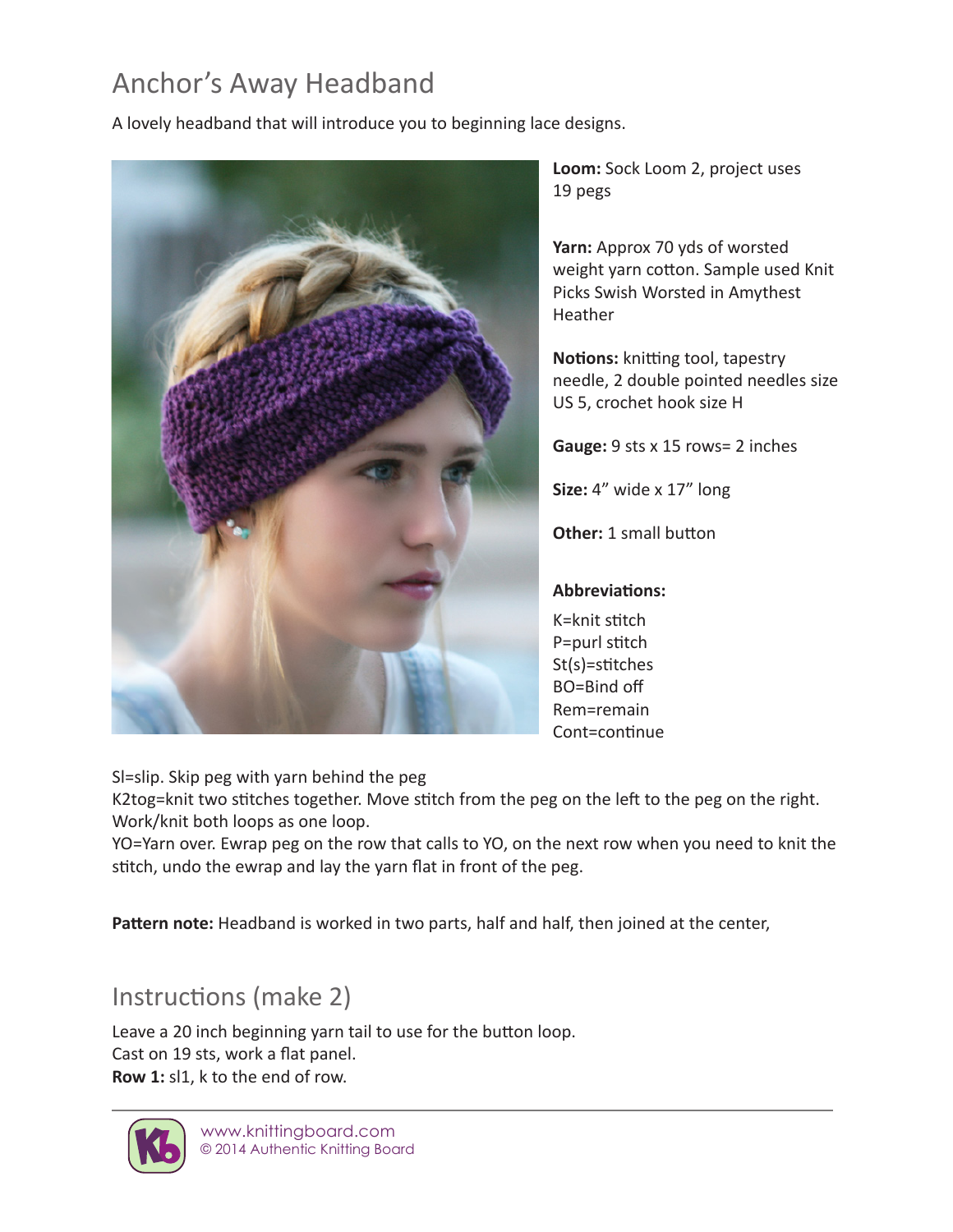# Anchor's Away Headband

A lovely headband that will introduce you to beginning lace designs.

**Loom:** Sock Loom 2, project uses 19 pegs

**Yarn:** Approx 70 yds of worsted weight yarn cotton. Sample used Knit Picks Swish Worsted in Amythest Heather

**Notions:** knitting tool, tapestry needle, 2 double pointed needles size US 5, crochet hook size H

**Gauge:** 9 sts x 15 rows= 2 inches

**Size:** 4" wide x 17" long

**Other:** 1 small button

**Abbreviations:**

K=knit stitch
P=purl stitch
St(s)=stitches
BO=Bind off
Rem=remain
Cont=continue
Sl=slip. Skip peg with yarn behind the peg
K2tog=knit two stitches together. Move stitch from the peg on the left to the peg on the right. Work/knit both loops as one loop.
YO=Yarn over. Ewrap peg on the row that calls to YO, on the next row when you need to knit the stitch, undo the ewrap and lay the yarn flat in front of the peg.

**Pattern note:** Headband is worked in two parts, half and half, then joined at the center,

## Instructions (make 2)

Leave a 20 inch beginning yarn tail to use for the button loop.
Cast on 19 sts, work a flat panel.
**Row 1:** sl1, k to the end of row.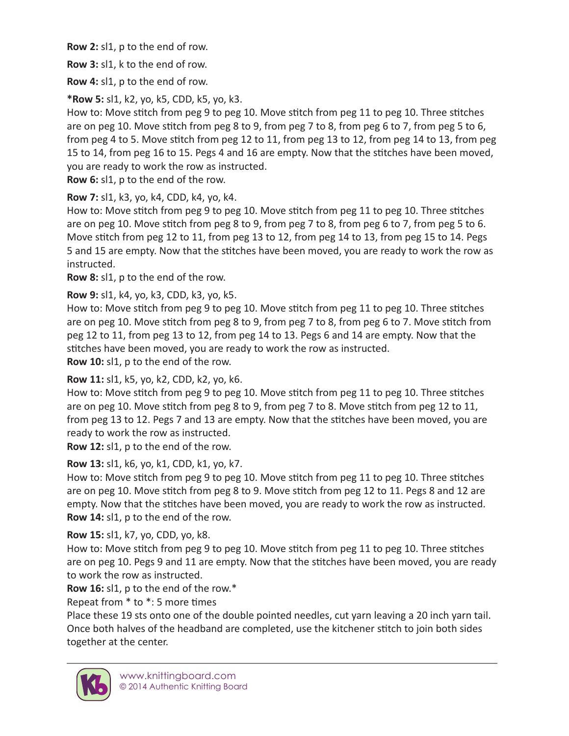**Row 2:** sl1, p to the end of row.

**Row 3:** sl1, k to the end of row.

**Row 4:** sl1, p to the end of row.

***Row 5:** sl1, k2, yo, k5, CDD, k5, yo, k3.
How to: Move stitch from peg 9 to peg 10. Move stitch from peg 11 to peg 10. Three stitches are on peg 10. Move stitch from peg 8 to 9, from peg 7 to 8, from peg 6 to 7, from peg 5 to 6, from peg 4 to 5. Move stitch from peg 12 to 11, from peg 13 to 12, from peg 14 to 13, from peg 15 to 14, from peg 16 to 15. Pegs 4 and 16 are empty. Now that the stitches have been moved, you are ready to work the row as instructed.
**Row 6:** sl1, p to the end of the row.

**Row 7:** sl1, k3, yo, k4, CDD, k4, yo, k4.
How to: Move stitch from peg 9 to peg 10. Move stitch from peg 11 to peg 10. Three stitches are on peg 10. Move stitch from peg 8 to 9, from peg 7 to 8, from peg 6 to 7, from peg 5 to 6. Move stitch from peg 12 to 11, from peg 13 to 12, from peg 14 to 13, from peg 15 to 14. Pegs 5 and 15 are empty. Now that the stitches have been moved, you are ready to work the row as instructed.
**Row 8:** sl1, p to the end of the row.

**Row 9:** sl1, k4, yo, k3, CDD, k3, yo, k5.
How to: Move stitch from peg 9 to peg 10. Move stitch from peg 11 to peg 10. Three stitches are on peg 10. Move stitch from peg 8 to 9, from peg 7 to 8, from peg 6 to 7. Move stitch from peg 12 to 11, from peg 13 to 12, from peg 14 to 13. Pegs 6 and 14 are empty. Now that the stitches have been moved, you are ready to work the row as instructed.
**Row 10:** sl1, p to the end of the row.

**Row 11:** sl1, k5, yo, k2, CDD, k2, yo, k6.
How to: Move stitch from peg 9 to peg 10. Move stitch from peg 11 to peg 10. Three stitches are on peg 10. Move stitch from peg 8 to 9, from peg 7 to 8. Move stitch from peg 12 to 11, from peg 13 to 12. Pegs 7 and 13 are empty. Now that the stitches have been moved, you are ready to work the row as instructed.
**Row 12:** sl1, p to the end of the row.

**Row 13:** sl1, k6, yo, k1, CDD, k1, yo, k7.
How to: Move stitch from peg 9 to peg 10. Move stitch from peg 11 to peg 10. Three stitches are on peg 10. Move stitch from peg 8 to 9. Move stitch from peg 12 to 11. Pegs 8 and 12 are empty. Now that the stitches have been moved, you are ready to work the row as instructed.
**Row 14:** sl1, p to the end of the row.

**Row 15:** sl1, k7, yo, CDD, yo, k8.
How to: Move stitch from peg 9 to peg 10. Move stitch from peg 11 to peg 10. Three stitches are on peg 10. Pegs 9 and 11 are empty. Now that the stitches have been moved, you are ready to work the row as instructed.
**Row 16:** sl1, p to the end of the row.*
Repeat from * to *: 5 more times
Place these 19 sts onto one of the double pointed needles, cut yarn leaving a 20 inch yarn tail. Once both halves of the headband are completed, use the kitchener stitch to join both sides together at the center.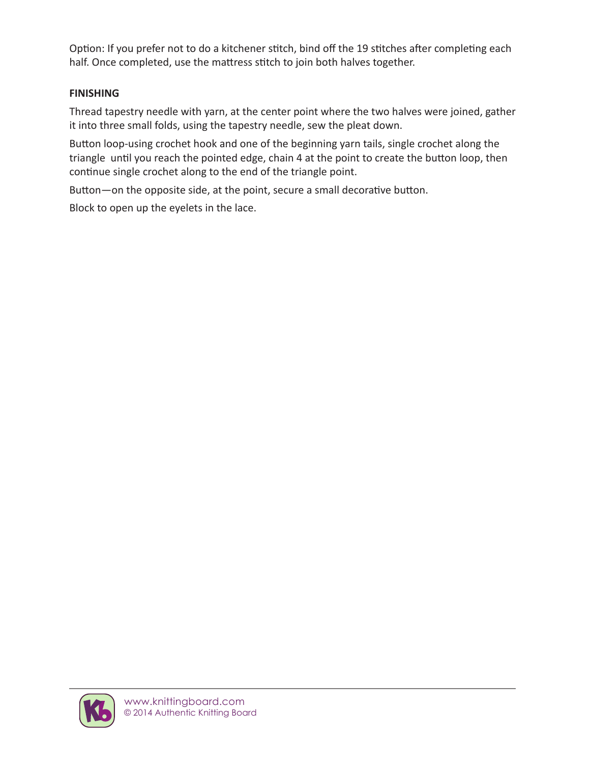Option: If you prefer not to do a kitchener stitch, bind off the 19 stitches after completing each half. Once completed, use the mattress stitch to join both halves together.

**FINISHING**

Thread tapestry needle with yarn, at the center point where the two halves were joined, gather it into three small folds, using the tapestry needle, sew the pleat down.

Button loop-using crochet hook and one of the beginning yarn tails, single crochet along the triangle  until you reach the pointed edge, chain 4 at the point to create the button loop, then continue single crochet along to the end of the triangle point.

Button—on the opposite side, at the point, secure a small decorative button.

Block to open up the eyelets in the lace.